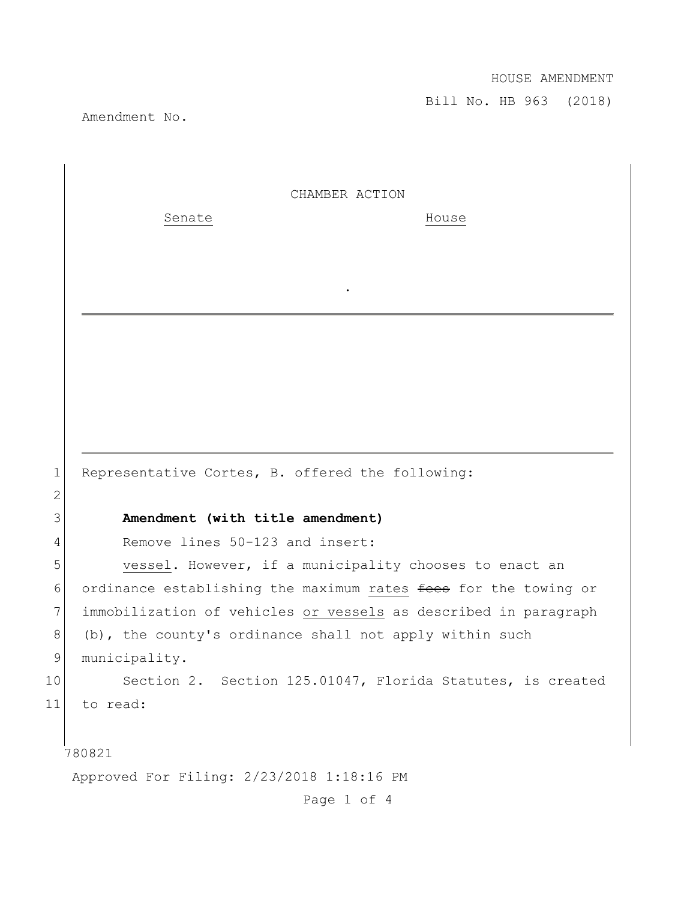HOUSE AMENDMENT

Bill No. HB 963 (2018)

Amendment No.

CHAMBER ACTION

| Senate | House |
|---|---|
| | . |

1 Representative Cortes, B. offered the following:

2

3 **Amendment (with title amendment)**

4 Remove lines 50-123 and insert:

5 vessel. However, if a municipality chooses to enact an
6 ordinance establishing the maximum rates ~~fees~~ for the towing or
7 immobilization of vehicles or vessels as described in paragraph
8 (b), the county's ordinance shall not apply within such
9 municipality.

10 Section 2. Section 125.01047, Florida Statutes, is created
11 to read:

780821

Approved For Filing: 2/23/2018 1:18:16 PM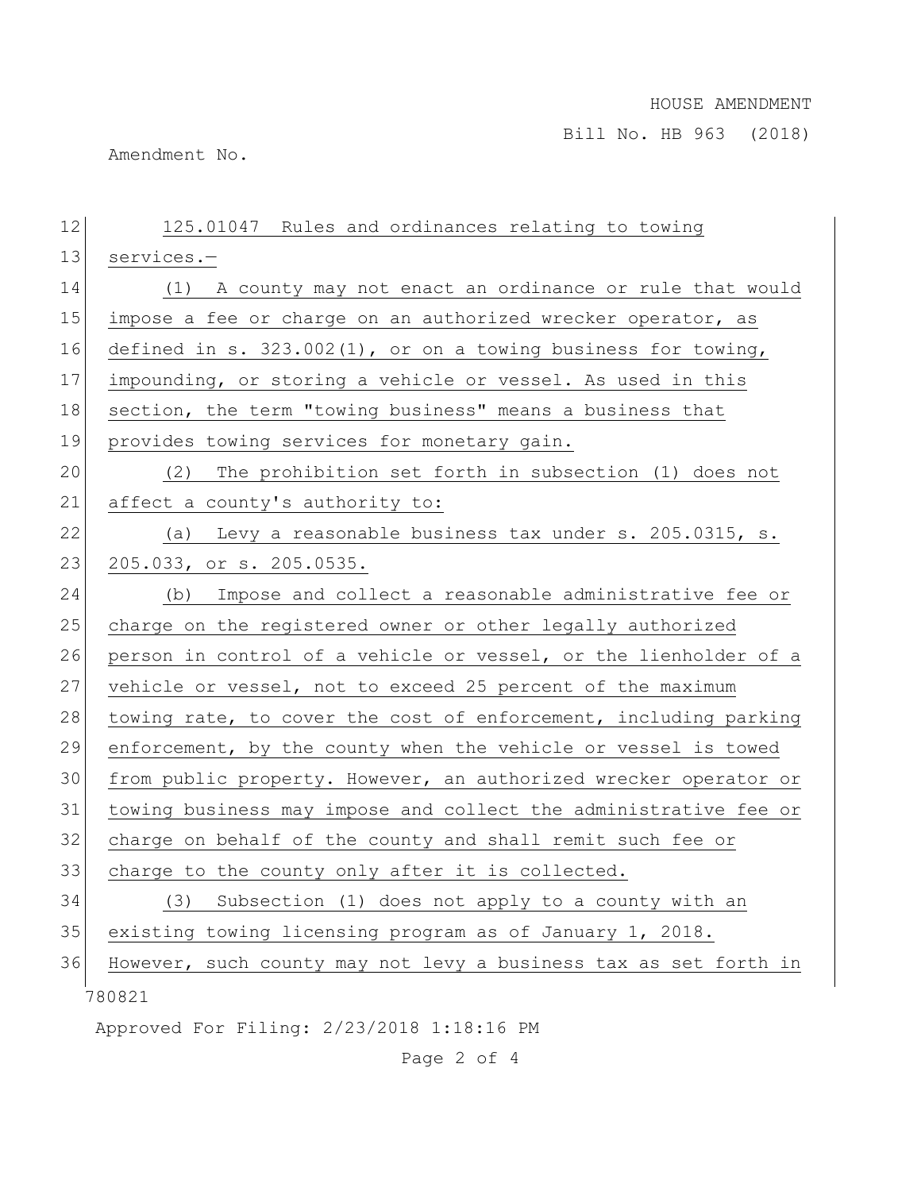125.01047 Rules and ordinances relating to towing services.—

(1) A county may not enact an ordinance or rule that would impose a fee or charge on an authorized wrecker operator, as defined in s. 323.002(1), or on a towing business for towing, impounding, or storing a vehicle or vessel. As used in this section, the term "towing business" means a business that provides towing services for monetary gain.

(2) The prohibition set forth in subsection (1) does not affect a county's authority to:

(a) Levy a reasonable business tax under s. 205.0315, s. 205.033, or s. 205.0535.

(b) Impose and collect a reasonable administrative fee or charge on the registered owner or other legally authorized person in control of a vehicle or vessel, or the lienholder of a vehicle or vessel, not to exceed 25 percent of the maximum towing rate, to cover the cost of enforcement, including parking enforcement, by the county when the vehicle or vessel is towed from public property. However, an authorized wrecker operator or towing business may impose and collect the administrative fee or charge on behalf of the county and shall remit such fee or charge to the county only after it is collected.

(3) Subsection (1) does not apply to a county with an existing towing licensing program as of January 1, 2018. However, such county may not levy a business tax as set forth in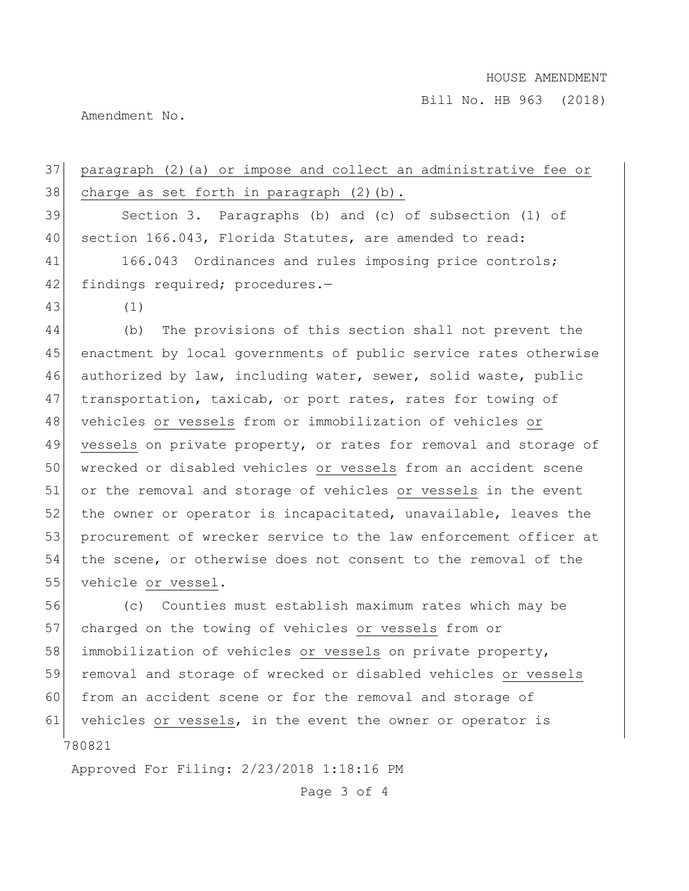paragraph (2)(a) or impose and collect an administrative fee or charge as set forth in paragraph (2)(b).

Section 3. Paragraphs (b) and (c) of subsection (1) of section 166.043, Florida Statutes, are amended to read:

166.043 Ordinances and rules imposing price controls; findings required; procedures.—

(1)

(b) The provisions of this section shall not prevent the enactment by local governments of public service rates otherwise authorized by law, including water, sewer, solid waste, public transportation, taxicab, or port rates, rates for towing of vehicles or vessels from or immobilization of vehicles or vessels on private property, or rates for removal and storage of wrecked or disabled vehicles or vessels from an accident scene or the removal and storage of vehicles or vessels in the event the owner or operator is incapacitated, unavailable, leaves the procurement of wrecker service to the law enforcement officer at the scene, or otherwise does not consent to the removal of the vehicle or vessel.

(c) Counties must establish maximum rates which may be charged on the towing of vehicles or vessels from or immobilization of vehicles or vessels on private property, removal and storage of wrecked or disabled vehicles or vessels from an accident scene or for the removal and storage of vehicles or vessels, in the event the owner or operator is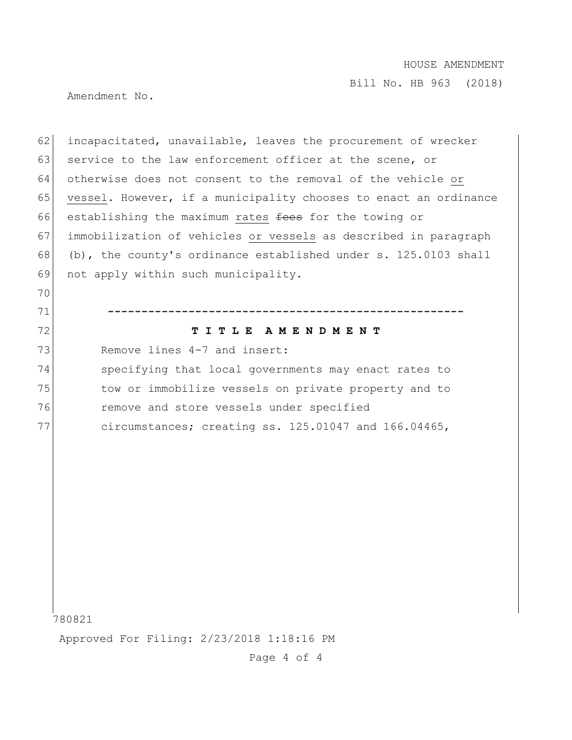incapacitated, unavailable, leaves the procurement of wrecker service to the law enforcement officer at the scene, or otherwise does not consent to the removal of the vehicle <u>or vessel</u>. However, if a municipality chooses to enact an ordinance establishing the maximum <u>rates</u> ~~fees~~ for the towing or immobilization of vehicles <u>or vessels</u> as described in paragraph (b), the county's ordinance established under s. 125.0103 shall not apply within such municipality.

-----------------------------------------------------

**T I T L E A M E N D M E N T**

Remove lines 4-7 and insert:

specifying that local governments may enact rates to tow or immobilize vessels on private property and to remove and store vessels under specified circumstances; creating ss. 125.01047 and 166.04465,

780821

Approved For Filing: 2/23/2018 1:18:16 PM